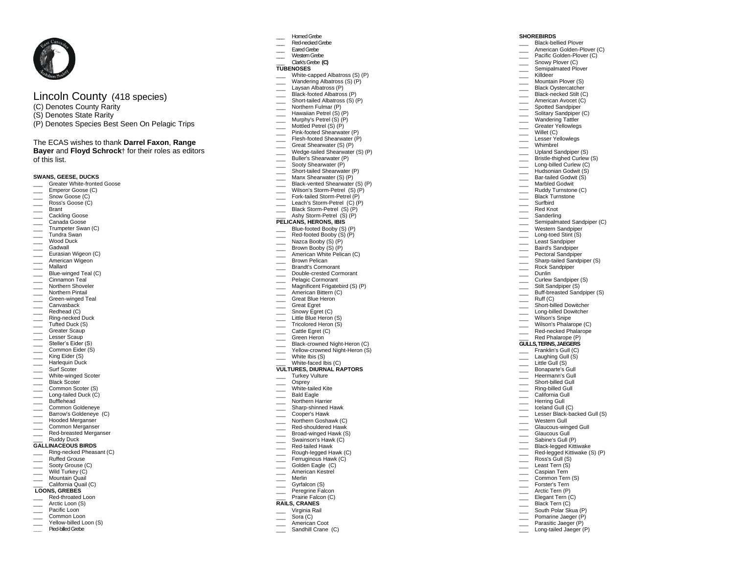# Lincoln County (418 species)

(C) Denotes County Rarity
(S) Denotes State Rarity
(P) Denotes Species Best Seen On Pelagic Trips

The ECAS wishes to thank **Darrel Faxon**, **Range Bayer** and **Floyd Schrock**† for their roles as editors of this list.

**SWANS, GEESE, DUCKS**

- ___ Greater White-fronted Goose
- ___ Emperor Goose (C)
- ___ Snow Goose (C)
- ___ Ross's Goose (C)
- ___ Brant
- ___ Cackling Goose
- ___ Canada Goose
- ___ Trumpeter Swan (C)
- ___ Tundra Swan
- ___ Wood Duck
- ___ Gadwall
- ___ Eurasian Wigeon (C)
- ___ American Wigeon
- ___ Mallard
- ___ Blue-winged Teal (C)
- ___ Cinnamon Teal
- ___ Northern Shoveler
- ___ Northern Pintail
- ___ Green-winged Teal
- ___ Canvasback
- ___ Redhead (C)
- ___ Ring-necked Duck
- ___ Tufted Duck (S)
- ___ Greater Scaup
- ___ Lesser Scaup
- ___ Steller's Eider (S)
- ___ Common Eider (S)
- ___ King Eider (S)
- ___ Harlequin Duck
- ___ Surf Scoter
- ___ White-winged Scoter
- ___ Black Scoter
- ___ Common Scoter (S)
- ___ Long-tailed Duck (C)
- ___ Bufflehead
- ___ Common Goldeneye
- ___ Barrow's Goldeneye (C)
- ___ Hooded Merganser
- ___ Common Merganser
- ___ Red-breasted Merganser
- ___ Ruddy Duck

**GALLINACEOUS BIRDS**

- ___ Ring-necked Pheasant (C)
- ___ Ruffed Grouse
- ___ Sooty Grouse (C)
- ___ Wild Turkey (C)
- ___ Mountain Quail
- ___ California Quail (C)

**LOONS, GREBES**

- ___ Red-throated Loon
- ___ Arctic Loon (S)
- ___ Pacific Loon
- ___ Common Loon
- ___ Yellow-billed Loon (S)
- ___ Pied-billed Grebe
- ___ Horned Grebe
- ___ Red-necked Grebe
- ___ Eared Grebe
- ___ Western Grebe
- ___ Clark's Grebe **(C)**

**TUBENOSES**

- ___ White-capped Albatross (S) (P)
- ___ Wandering Albatross (S) (P)
- ___ Laysan Albatross (P)
- ___ Black-footed Albatross (P)
- ___ Short-tailed Albatross (S) (P)
- ___ Northern Fulmar (P)
- ___ Hawaiian Petrel (S) (P)
- ___ Murphy's Petrel (S) (P)
- ___ Mottled Petrel (S) (P)
- ___ Pink-footed Shearwater (P)
- ___ Flesh-footed Shearwater (P)
- ___ Great Shearwater (S) (P)
- ___ Wedge-tailed Shearwater (S) (P)
- ___ Buller's Shearwater (P)
- ___ Sooty Shearwater (P)
- ___ Short-tailed Shearwater (P)
- ___ Manx Shearwater (S) (P)
- ___ Black-vented Shearwater (S) (P)
- ___ Wilson's Storm-Petrel (S) (P)
- ___ Fork-tailed Storm-Petrel (P)
- ___ Leach's Storm-Petrel (C) (P)
- ___ Black Storm-Petrel (S) (P)
- ___ Ashy Storm-Petrel (S) (P)

**PELICANS, HERONS, IBIS**

- ___ Blue-footed Booby (S) (P)
- ___ Red-footed Booby (S) (P)
- ___ Nazca Booby (S) (P)
- ___ Brown Booby (S) (P)
- ___ American White Pelican (C)
- ___ Brown Pelican
- ___ Brandt's Cormorant
- ___ Double-crested Cormorant
- ___ Pelagic Cormorant
- ___ Magnificent Frigatebird (S) (P)
- ___ American Bittern (C)
- ___ Great Blue Heron
- ___ Great Egret
- ___ Snowy Egret (C)
- ___ Little Blue Heron (S)
- ___ Tricolored Heron (S)
- ___ Cattle Egret (C)
- ___ Green Heron
- ___ Black-crowned Night-Heron (C)
- ___ Yellow-crowned Night-Heron (S)
- ___ White Ibis (S)
- ___ White-faced Ibis (C)

**VULTURES, DIURNAL RAPTORS**

- ___ Turkey Vulture
- ___ Osprey
- ___ White-tailed Kite
- ___ Bald Eagle
- ___ Northern Harrier
- ___ Sharp-shinned Hawk
- ___ Cooper's Hawk
- ___ Northern Goshawk (C)
- ___ Red-shouldered Hawk
- ___ Broad-winged Hawk (S)
- ___ Swainson's Hawk (C)
- ___ Red-tailed Hawk
- ___ Rough-legged Hawk (C)
- ___ Ferruginous Hawk (C)
- ___ Golden Eagle (C)
- ___ American Kestrel
- ___ Merlin
- ___ Gyrfalcon (S)
- ___ Peregrine Falcon
- ___ Prairie Falcon (C)

**RAILS, CRANES**

- ___ Virginia Rail
- ___ Sora (C)
- ___ American Coot
- ___ Sandhill Crane (C)

**SHOREBIRDS**

- ___ Black-bellied Plover
- ___ American Golden-Plover (C)
- ___ Pacific Golden-Plover (C)
- ___ Snowy Plover (C)
- ___ Semipalmated Plover
- ___ Killdeer
- ___ Mountain Plover (S)
- ___ Black Oystercatcher
- ___ Black-necked Stilt (C)
- ___ American Avocet (C)
- ___ Spotted Sandpiper
- ___ Solitary Sandpiper (C)
- ___ Wandering Tattler
- ___ Greater Yellowlegs
- ___ Willet (C)
- ___ Lesser Yellowlegs
- ___ Whimbrel
- ___ Upland Sandpiper (S)
- ___ Bristle-thighed Curlew (S)
- ___ Long-billed Curlew (C)
- ___ Hudsonian Godwit (S)
- ___ Bar-tailed Godwit (S)
- ___ Marbled Godwit
- ___ Ruddy Turnstone (C)
- ___ Black Turnstone
- ___ Surfbird
- ___ Red Knot
- ___ Sanderling
- ___ Semipalmated Sandpiper (C)
- ___ Western Sandpiper
- ___ Long-toed Stint (S)
- ___ Least Sandpiper
- ___ Baird's Sandpiper
- ___ Pectoral Sandpiper
- ___ Sharp-tailed Sandpiper (S)
- ___ Rock Sandpiper
- ___ Dunlin
- ___ Curlew Sandpiper (S)
- ___ Stilt Sandpiper (S)
- ___ Buff-breasted Sandpiper (S)
- ___ Ruff (C)
- ___ Short-billed Dowitcher
- ___ Long-billed Dowitcher
- ___ Wilson's Snipe
- ___ Wilson's Phalarope (C)
- ___ Red-necked Phalarope
- ___ Red Phalarope (P)

**GULLS, TERNS, JAEGERS**

- ___ Franklin's Gull (C)
- ___ Laughing Gull (S)
- ___ Little Gull (S)
- ___ Bonaparte's Gull
- ___ Heermann's Gull
- ___ Short-billed Gull
- ___ Ring-billed Gull
- ___ California Gull
- ___ Herring Gull
- ___ Iceland Gull (C)
- ___ Lesser Black-backed Gull (S)
- ___ Western Gull
- ___ Glaucous-winged Gull
- ___ Glaucous Gull
- ___ Sabine's Gull (P)
- ___ Black-legged Kittiwake
- ___ Red-legged Kittiwake (S) (P)
- ___ Ross's Gull (S)
- ___ Least Tern (S)
- ___ Caspian Tern
- ___ Common Tern (S)
- ___ Forster's Tern
- ___ Arctic Tern (P)
- ___ Elegant Tern (C)
- ___ Black Tern (C)
- ___ South Polar Skua (P)
- ___ Pomarine Jaeger (P)
- ___ Parasitic Jaeger (P)
- ___ Long-tailed Jaeger (P)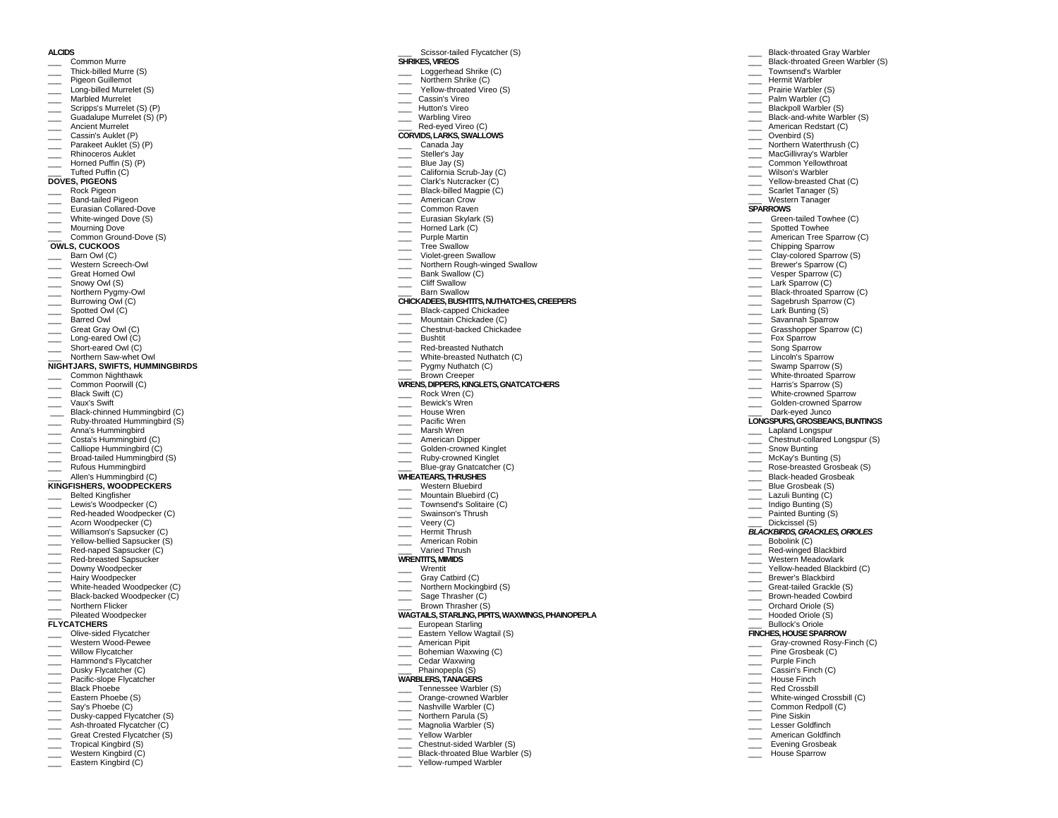**ALCIDS**

- ___ Common Murre
- ___ Thick-billed Murre (S)
- ___ Pigeon Guillemot
- ___ Long-billed Murrelet (S)
- ___ Marbled Murrelet
- ___ Scripps's Murrelet (S) (P)
- ___ Guadalupe Murrelet (S) (P)
- ___ Ancient Murrelet
- ___ Cassin's Auklet (P)
- ___ Parakeet Auklet (S) (P)
- ___ Rhinoceros Auklet
- ___ Horned Puffin (S) (P)
- ___ Tufted Puffin (C)

**DOVES, PIGEONS**

- ___ Rock Pigeon
- ___ Band-tailed Pigeon
- ___ Eurasian Collared-Dove
- ___ White-winged Dove (S)
- ___ Mourning Dove
- ___ Common Ground-Dove (S)

**OWLS, CUCKOOS**

- ___ Barn Owl (C)
- ___ Western Screech-Owl
- ___ Great Horned Owl
- ___ Snowy Owl (S)
- ___ Northern Pygmy-Owl
- ___ Burrowing Owl (C)
- ___ Spotted Owl (C)
- ___ Barred Owl
- ___ Great Gray Owl (C)
- ___ Long-eared Owl (C)
- ___ Short-eared Owl (C)
- ___ Northern Saw-whet Owl

**NIGHTJARS, SWIFTS, HUMMINGBIRDS**

- ___ Common Nighthawk
- ___ Common Poorwill (C)
- ___ Black Swift (C)
- ___ Vaux's Swift
- ___ Black-chinned Hummingbird (C)
- ___ Ruby-throated Hummingbird (S)
- ___ Anna's Hummingbird
- ___ Costa's Hummingbird (C)
- ___ Calliope Hummingbird (C)
- ___ Broad-tailed Hummingbird (S)
- ___ Rufous Hummingbird
- ___ Allen's Hummingbird (C)

**KINGFISHERS, WOODPECKERS**

- ___ Belted Kingfisher
- ___ Lewis's Woodpecker (C)
- ___ Red-headed Woodpecker (C)
- ___ Acorn Woodpecker (C)
- ___ Williamson's Sapsucker (C)
- ___ Yellow-bellied Sapsucker (S)
- ___ Red-naped Sapsucker (C)
- ___ Red-breasted Sapsucker
- ___ Downy Woodpecker
- ___ Hairy Woodpecker
- ___ White-headed Woodpecker (C)
- ___ Black-backed Woodpecker (C)
- ___ Northern Flicker
- ___ Pileated Woodpecker

**FLYCATCHERS**

- ___ Olive-sided Flycatcher
- ___ Western Wood-Pewee
- ___ Willow Flycatcher
- ___ Hammond's Flycatcher
- ___ Dusky Flycatcher (C)
- ___ Pacific-slope Flycatcher
- ___ Black Phoebe
- ___ Eastern Phoebe (S)
- ___ Say's Phoebe (C)
- ___ Dusky-capped Flycatcher (S)
- ___ Ash-throated Flycatcher (C)
- ___ Great Crested Flycatcher (S)
- ___ Tropical Kingbird (S)
- ___ Western Kingbird (C)
- ___ Eastern Kingbird (C)
- ___ Scissor-tailed Flycatcher (S)

**SHRIKES, VIREOS**

- ___ Loggerhead Shrike (C)
- ___ Northern Shrike (C)
- ___ Yellow-throated Vireo (S)
- ___ Cassin's Vireo
- ___ Hutton's Vireo
- ___ Warbling Vireo
- ___ Red-eyed Vireo (C)

**CORVIDS, LARKS, SWALLOWS**

- ___ Canada Jay
- ___ Steller's Jay
- ___ Blue Jay (S)
- ___ California Scrub-Jay (C)
- ___ Clark's Nutcracker (C)
- ___ Black-billed Magpie (C)
- ___ American Crow
- ___ Common Raven
- ___ Eurasian Skylark (S)
- ___ Horned Lark (C)
- ___ Purple Martin
- ___ Tree Swallow
- ___ Violet-green Swallow
- ___ Northern Rough-winged Swallow
- ___ Bank Swallow (C)
- ___ Cliff Swallow
- ___ Barn Swallow

**CHICKADEES, BUSHTITS, NUTHATCHES, CREEPERS**

- ___ Black-capped Chickadee
- ___ Mountain Chickadee (C)
- ___ Chestnut-backed Chickadee
- ___ Bushtit
- ___ Red-breasted Nuthatch
- ___ White-breasted Nuthatch (C)
- ___ Pygmy Nuthatch (C)
- ___ Brown Creeper

**WRENS, DIPPERS, KINGLETS, GNATCATCHERS**

- ___ Rock Wren (C)
- ___ Bewick's Wren
- ___ House Wren
- ___ Pacific Wren
- ___ Marsh Wren
- ___ American Dipper
- ___ Golden-crowned Kinglet
- ___ Ruby-crowned Kinglet
- ___ Blue-gray Gnatcatcher (C)

**WHEATEARS, THRUSHES**

- ___ Western Bluebird
- ___ Mountain Bluebird (C)
- ___ Townsend's Solitaire (C)
- ___ Swainson's Thrush
- ___ Veery (C)
- ___ Hermit Thrush
- ___ American Robin
- ___ Varied Thrush

**WRENTITS, MIMIDS**

- ___ Wrentit
- ___ Gray Catbird (C)
- ___ Northern Mockingbird (S)
- ___ Sage Thrasher (C)
- ___ Brown Thrasher (S)

**WAGTAILS, STARLING, PIPITS, WAXWINGS, PHAINOPEPLA**

- ___ European Starling
- ___ Eastern Yellow Wagtail (S)
- ___ American Pipit
- ___ Bohemian Waxwing (C)
- ___ Cedar Waxwing
- ___ Phainopepla (S)

**WARBLERS, TANAGERS**

- ___ Tennessee Warbler (S)
- ___ Orange-crowned Warbler
- ___ Nashville Warbler (C)
- ___ Northern Parula (S)
- ___ Magnolia Warbler (S)
- ___ Yellow Warbler
- ___ Chestnut-sided Warbler (S)
- ___ Black-throated Blue Warbler (S)
- ___ Yellow-rumped Warbler
- ___ Black-throated Gray Warbler
- ___ Black-throated Green Warbler (S)
- ___ Townsend's Warbler
- ___ Hermit Warbler
- ___ Prairie Warbler (S)
- ___ Palm Warbler (C)
- ___ Blackpoll Warbler (S)
- ___ Black-and-white Warbler (S)
- ___ American Redstart (C)
- ___ Ovenbird (S)
- ___ Northern Waterthrush (C)
- ___ MacGillivray's Warbler
- ___ Common Yellowthroat
- ___ Wilson's Warbler
- ___ Yellow-breasted Chat (C)
- ___ Scarlet Tanager (S)
- ___ Western Tanager

**SPARROWS**

- ___ Green-tailed Towhee (C)
- ___ Spotted Towhee
- ___ American Tree Sparrow (C)
- ___ Chipping Sparrow
- ___ Clay-colored Sparrow (S)
- ___ Brewer's Sparrow (C)
- ___ Vesper Sparrow (C)
- ___ Lark Sparrow (C)
- ___ Black-throated Sparrow (C)
- ___ Sagebrush Sparrow (C)
- ___ Lark Bunting (S)
- ___ Savannah Sparrow
- ___ Grasshopper Sparrow (C)
- ___ Fox Sparrow
- ___ Song Sparrow
- ___ Lincoln's Sparrow
- ___ Swamp Sparrow (S)
- ___ White-throated Sparrow
- ___ Harris's Sparrow (S)
- ___ White-crowned Sparrow
- ___ Golden-crowned Sparrow
- ___ Dark-eyed Junco

**LONGSPURS, GROSBEAKS, BUNTINGS**

- ___ Lapland Longspur
- ___ Chestnut-collared Longspur (S)
- ___ Snow Bunting
- ___ McKay's Bunting (S)
- ___ Rose-breasted Grosbeak (S)
- ___ Black-headed Grosbeak
- ___ Blue Grosbeak (S)
- ___ Lazuli Bunting (C)
- ___ Indigo Bunting (S)
- ___ Painted Bunting (S)
- ___ Dickcissel (S)

***BLACKBIRDS, GRACKLES, ORIOLES***

- ___ Bobolink (C)
- ___ Red-winged Blackbird
- ___ Western Meadowlark
- ___ Yellow-headed Blackbird (C)
- ___ Brewer's Blackbird
- ___ Great-tailed Grackle (S)
- ___ Brown-headed Cowbird
- ___ Orchard Oriole (S)
- ___ Hooded Oriole (S)
- ___ Bullock's Oriole

**FINCHES, HOUSE SPARROW**

- ___ Gray-crowned Rosy-Finch (C)
- ___ Pine Grosbeak (C)
- ___ Purple Finch
- ___ Cassin's Finch (C)
- ___ House Finch
- ___ Red Crossbill
- ___ White-winged Crossbill (C)
- ___ Common Redpoll (C)
- ___ Pine Siskin
- ___ Lesser Goldfinch
- ___ American Goldfinch
- ___ Evening Grosbeak
- ___ House Sparrow